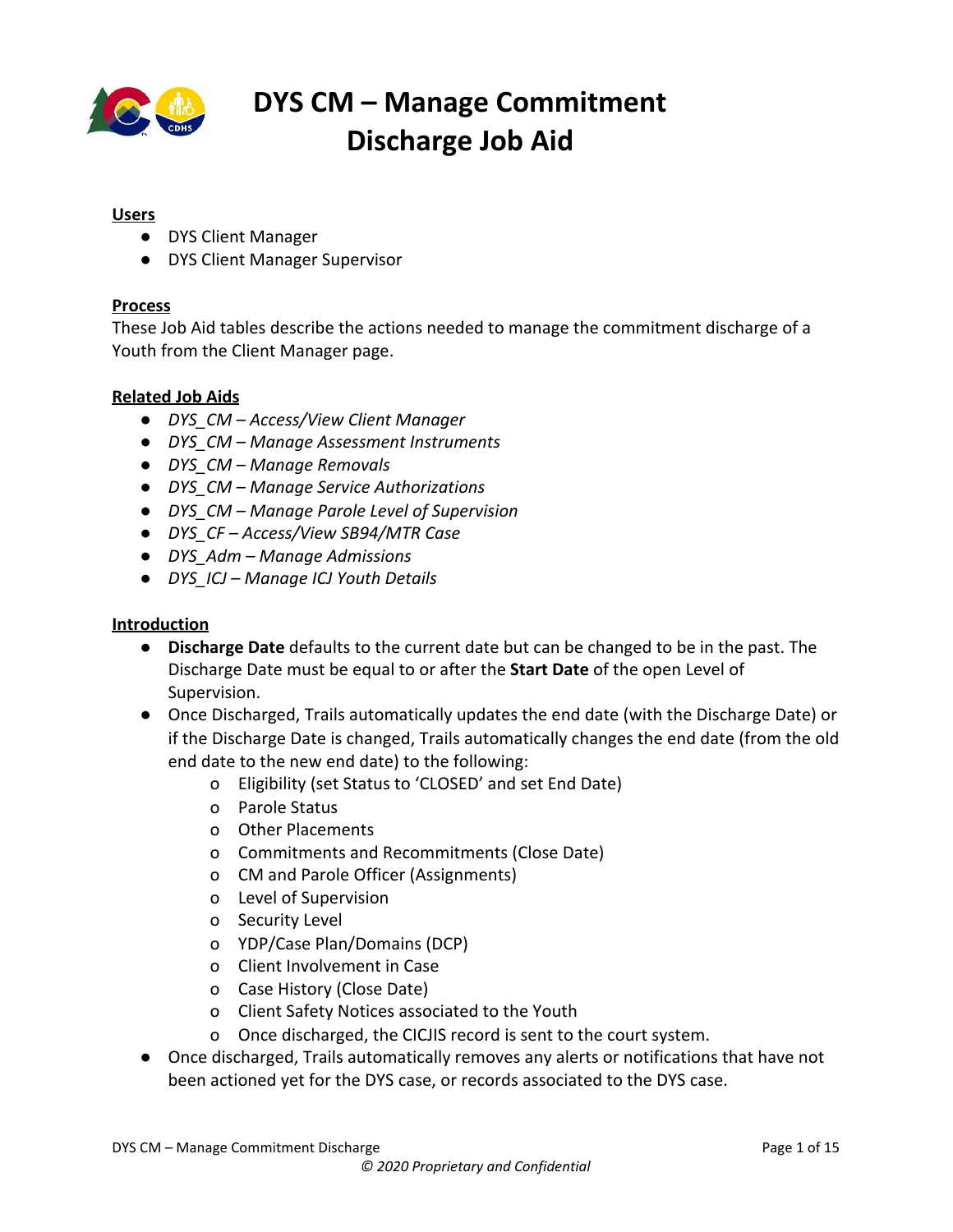# DYS CM – Manage Commitment Discharge Job Aid

**Users**

- DYS Client Manager
- DYS Client Manager Supervisor

**Process**

These Job Aid tables describe the actions needed to manage the commitment discharge of a Youth from the Client Manager page.

**Related Job Aids**

- *DYS_CM – Access/View Client Manager*
- *DYS_CM – Manage Assessment Instruments*
- *DYS_CM – Manage Removals*
- *DYS_CM – Manage Service Authorizations*
- *DYS_CM – Manage Parole Level of Supervision*
- *DYS_CF – Access/View SB94/MTR Case*
- *DYS_Adm – Manage Admissions*
- *DYS_ICJ – Manage ICJ Youth Details*

**Introduction**

- **Discharge Date** defaults to the current date but can be changed to be in the past. The Discharge Date must be equal to or after the **Start Date** of the open Level of Supervision.
- Once Discharged, Trails automatically updates the end date (with the Discharge Date) or if the Discharge Date is changed, Trails automatically changes the end date (from the old end date to the new end date) to the following:
  - Eligibility (set Status to 'CLOSED' and set End Date)
  - Parole Status
  - Other Placements
  - Commitments and Recommitments (Close Date)
  - CM and Parole Officer (Assignments)
  - Level of Supervision
  - Security Level
  - YDP/Case Plan/Domains (DCP)
  - Client Involvement in Case
  - Case History (Close Date)
  - Client Safety Notices associated to the Youth
  - Once discharged, the CICJIS record is sent to the court system.
- Once discharged, Trails automatically removes any alerts or notifications that have not been actioned yet for the DYS case, or records associated to the DYS case.

© 2020 Proprietary and Confidential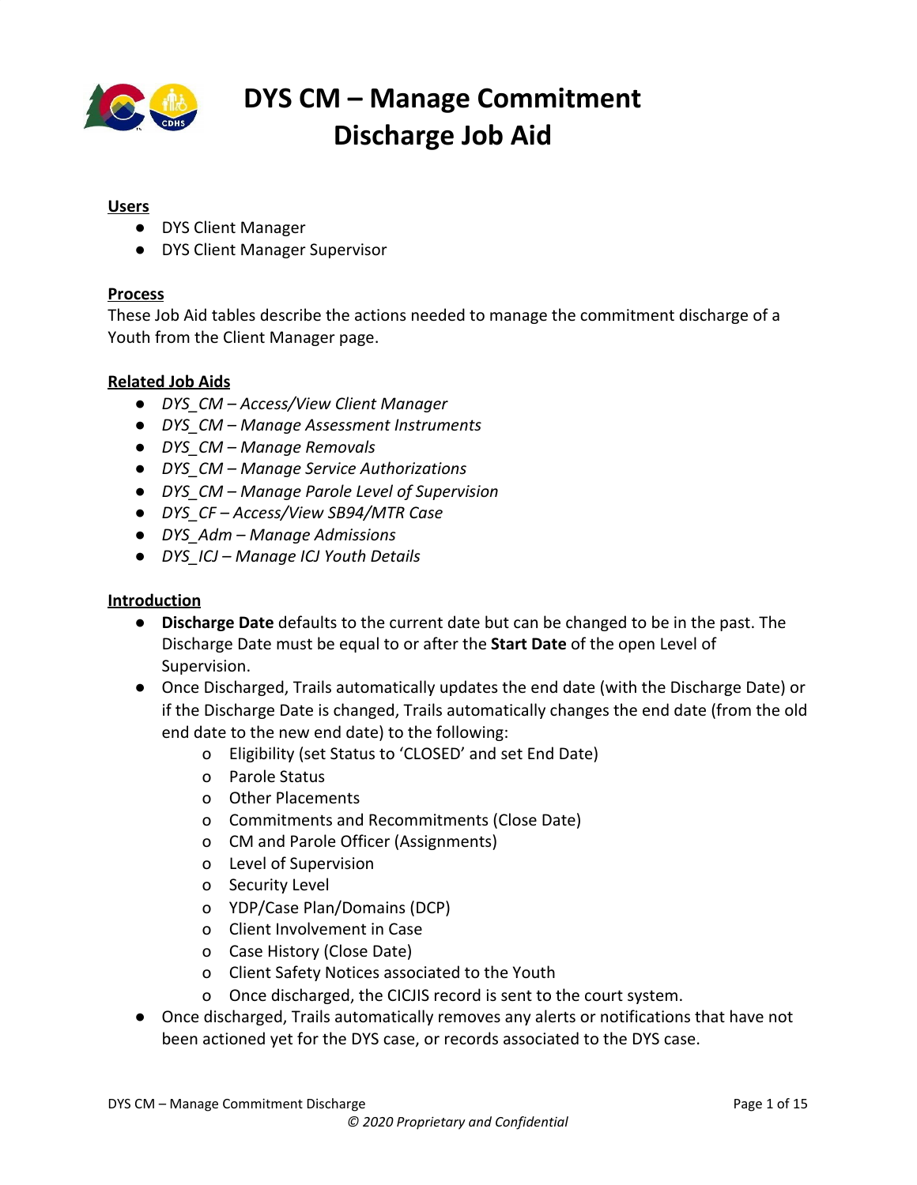# DYS CM – Manage Commitment Discharge Job Aid

**Users**

- DYS Client Manager
- DYS Client Manager Supervisor

**Process**

These Job Aid tables describe the actions needed to manage the commitment discharge of a Youth from the Client Manager page.

**Related Job Aids**

- *DYS_CM – Access/View Client Manager*
- *DYS_CM – Manage Assessment Instruments*
- *DYS_CM – Manage Removals*
- *DYS_CM – Manage Service Authorizations*
- *DYS_CM – Manage Parole Level of Supervision*
- *DYS_CF – Access/View SB94/MTR Case*
- *DYS_Adm – Manage Admissions*
- *DYS_ICJ – Manage ICJ Youth Details*

**Introduction**

- **Discharge Date** defaults to the current date but can be changed to be in the past. The Discharge Date must be equal to or after the **Start Date** of the open Level of Supervision.
- Once Discharged, Trails automatically updates the end date (with the Discharge Date) or if the Discharge Date is changed, Trails automatically changes the end date (from the old end date to the new end date) to the following:
  - Eligibility (set Status to 'CLOSED' and set End Date)
  - Parole Status
  - Other Placements
  - Commitments and Recommitments (Close Date)
  - CM and Parole Officer (Assignments)
  - Level of Supervision
  - Security Level
  - YDP/Case Plan/Domains (DCP)
  - Client Involvement in Case
  - Case History (Close Date)
  - Client Safety Notices associated to the Youth
  - Once discharged, the CICJIS record is sent to the court system.
- Once discharged, Trails automatically removes any alerts or notifications that have not been actioned yet for the DYS case, or records associated to the DYS case.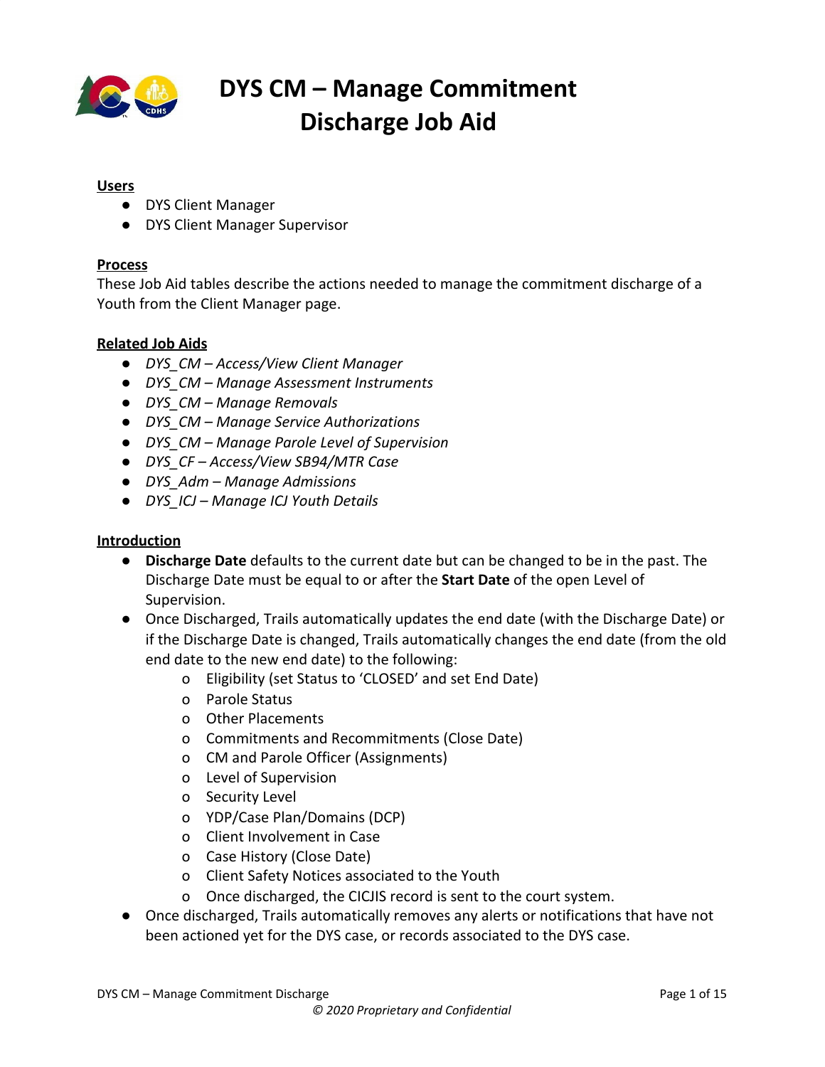# DYS CM – Manage Commitment Discharge Job Aid

**Users**

- DYS Client Manager
- DYS Client Manager Supervisor

**Process**

These Job Aid tables describe the actions needed to manage the commitment discharge of a Youth from the Client Manager page.

**Related Job Aids**

- *DYS_CM – Access/View Client Manager*
- *DYS_CM – Manage Assessment Instruments*
- *DYS_CM – Manage Removals*
- *DYS_CM – Manage Service Authorizations*
- *DYS_CM – Manage Parole Level of Supervision*
- *DYS_CF – Access/View SB94/MTR Case*
- *DYS_Adm – Manage Admissions*
- *DYS_ICJ – Manage ICJ Youth Details*

**Introduction**

- **Discharge Date** defaults to the current date but can be changed to be in the past. The Discharge Date must be equal to or after the **Start Date** of the open Level of Supervision.
- Once Discharged, Trails automatically updates the end date (with the Discharge Date) or if the Discharge Date is changed, Trails automatically changes the end date (from the old end date to the new end date) to the following:
  - Eligibility (set Status to 'CLOSED' and set End Date)
  - Parole Status
  - Other Placements
  - Commitments and Recommitments (Close Date)
  - CM and Parole Officer (Assignments)
  - Level of Supervision
  - Security Level
  - YDP/Case Plan/Domains (DCP)
  - Client Involvement in Case
  - Case History (Close Date)
  - Client Safety Notices associated to the Youth
  - Once discharged, the CICJIS record is sent to the court system.
- Once discharged, Trails automatically removes any alerts or notifications that have not been actioned yet for the DYS case, or records associated to the DYS case.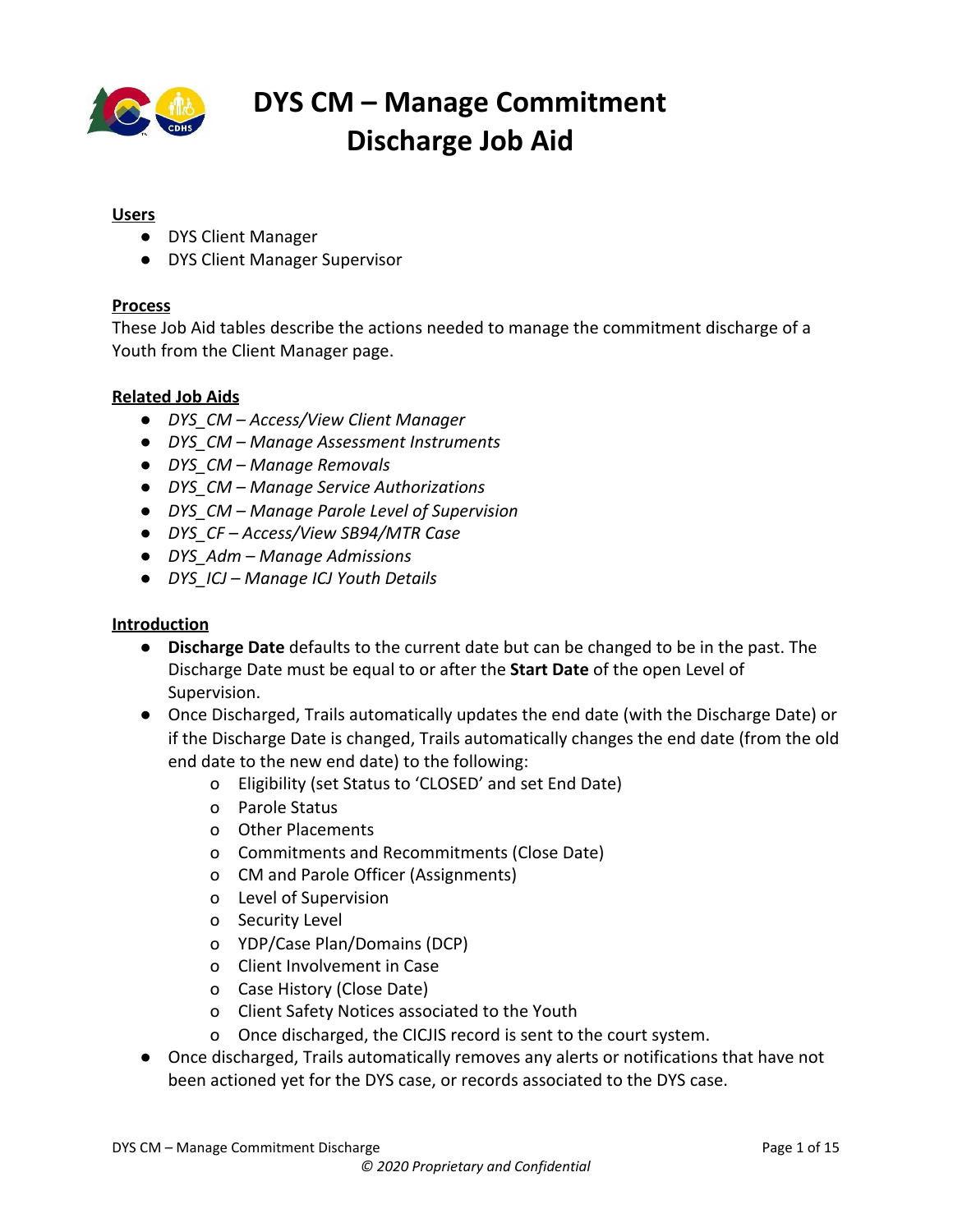# DYS CM – Manage Commitment Discharge Job Aid

**Users**

- DYS Client Manager
- DYS Client Manager Supervisor

**Process**

These Job Aid tables describe the actions needed to manage the commitment discharge of a Youth from the Client Manager page.

**Related Job Aids**

- *DYS_CM – Access/View Client Manager*
- *DYS_CM – Manage Assessment Instruments*
- *DYS_CM – Manage Removals*
- *DYS_CM – Manage Service Authorizations*
- *DYS_CM – Manage Parole Level of Supervision*
- *DYS_CF – Access/View SB94/MTR Case*
- *DYS_Adm – Manage Admissions*
- *DYS_ICJ – Manage ICJ Youth Details*

**Introduction**

- **Discharge Date** defaults to the current date but can be changed to be in the past. The Discharge Date must be equal to or after the **Start Date** of the open Level of Supervision.
- Once Discharged, Trails automatically updates the end date (with the Discharge Date) or if the Discharge Date is changed, Trails automatically changes the end date (from the old end date to the new end date) to the following:
  - Eligibility (set Status to 'CLOSED' and set End Date)
  - Parole Status
  - Other Placements
  - Commitments and Recommitments (Close Date)
  - CM and Parole Officer (Assignments)
  - Level of Supervision
  - Security Level
  - YDP/Case Plan/Domains (DCP)
  - Client Involvement in Case
  - Case History (Close Date)
  - Client Safety Notices associated to the Youth
  - Once discharged, the CICJIS record is sent to the court system.
- Once discharged, Trails automatically removes any alerts or notifications that have not been actioned yet for the DYS case, or records associated to the DYS case.

© 2020 Proprietary and Confidential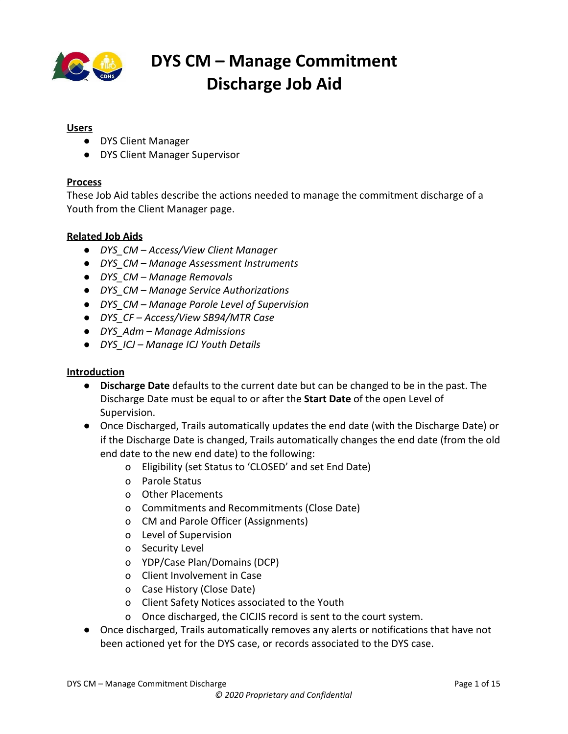# DYS CM – Manage Commitment Discharge Job Aid

**Users**

- DYS Client Manager
- DYS Client Manager Supervisor

**Process**

These Job Aid tables describe the actions needed to manage the commitment discharge of a Youth from the Client Manager page.

**Related Job Aids**

- *DYS_CM – Access/View Client Manager*
- *DYS_CM – Manage Assessment Instruments*
- *DYS_CM – Manage Removals*
- *DYS_CM – Manage Service Authorizations*
- *DYS_CM – Manage Parole Level of Supervision*
- *DYS_CF – Access/View SB94/MTR Case*
- *DYS_Adm – Manage Admissions*
- *DYS_ICJ – Manage ICJ Youth Details*

**Introduction**

- **Discharge Date** defaults to the current date but can be changed to be in the past. The Discharge Date must be equal to or after the **Start Date** of the open Level of Supervision.
- Once Discharged, Trails automatically updates the end date (with the Discharge Date) or if the Discharge Date is changed, Trails automatically changes the end date (from the old end date to the new end date) to the following:
  - Eligibility (set Status to 'CLOSED' and set End Date)
  - Parole Status
  - Other Placements
  - Commitments and Recommitments (Close Date)
  - CM and Parole Officer (Assignments)
  - Level of Supervision
  - Security Level
  - YDP/Case Plan/Domains (DCP)
  - Client Involvement in Case
  - Case History (Close Date)
  - Client Safety Notices associated to the Youth
  - Once discharged, the CICJIS record is sent to the court system.
- Once discharged, Trails automatically removes any alerts or notifications that have not been actioned yet for the DYS case, or records associated to the DYS case.

© 2020 Proprietary and Confidential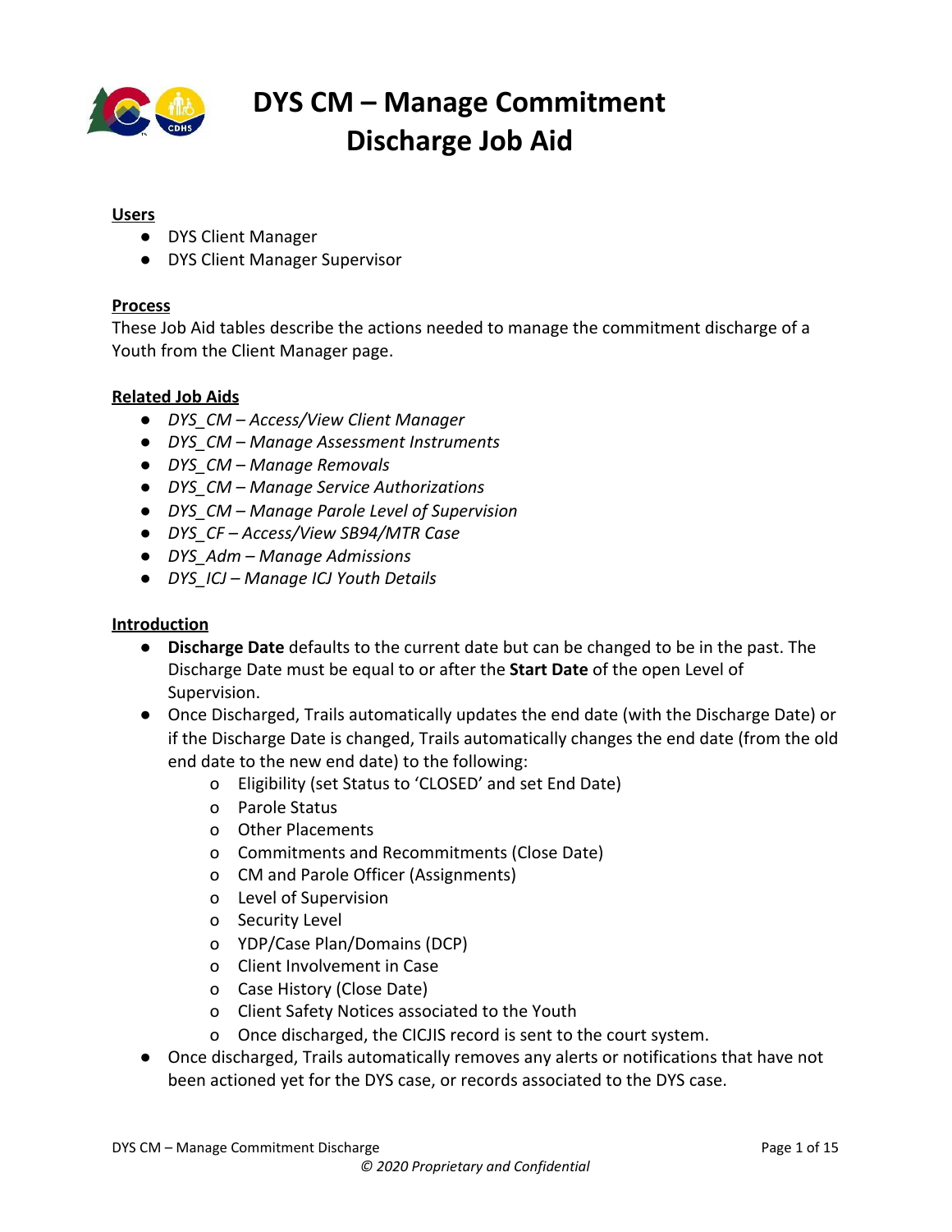# DYS CM – Manage Commitment Discharge Job Aid

## Users

- DYS Client Manager
- DYS Client Manager Supervisor

## Process

These Job Aid tables describe the actions needed to manage the commitment discharge of a Youth from the Client Manager page.

## Related Job Aids

- *DYS_CM – Access/View Client Manager*
- *DYS_CM – Manage Assessment Instruments*
- *DYS_CM – Manage Removals*
- *DYS_CM – Manage Service Authorizations*
- *DYS_CM – Manage Parole Level of Supervision*
- *DYS_CF – Access/View SB94/MTR Case*
- *DYS_Adm – Manage Admissions*
- *DYS_ICJ – Manage ICJ Youth Details*

## Introduction

- **Discharge Date** defaults to the current date but can be changed to be in the past. The Discharge Date must be equal to or after the **Start Date** of the open Level of Supervision.
- Once Discharged, Trails automatically updates the end date (with the Discharge Date) or if the Discharge Date is changed, Trails automatically changes the end date (from the old end date to the new end date) to the following:
  - Eligibility (set Status to 'CLOSED' and set End Date)
  - Parole Status
  - Other Placements
  - Commitments and Recommitments (Close Date)
  - CM and Parole Officer (Assignments)
  - Level of Supervision
  - Security Level
  - YDP/Case Plan/Domains (DCP)
  - Client Involvement in Case
  - Case History (Close Date)
  - Client Safety Notices associated to the Youth
  - Once discharged, the CICJIS record is sent to the court system.
- Once discharged, Trails automatically removes any alerts or notifications that have not been actioned yet for the DYS case, or records associated to the DYS case.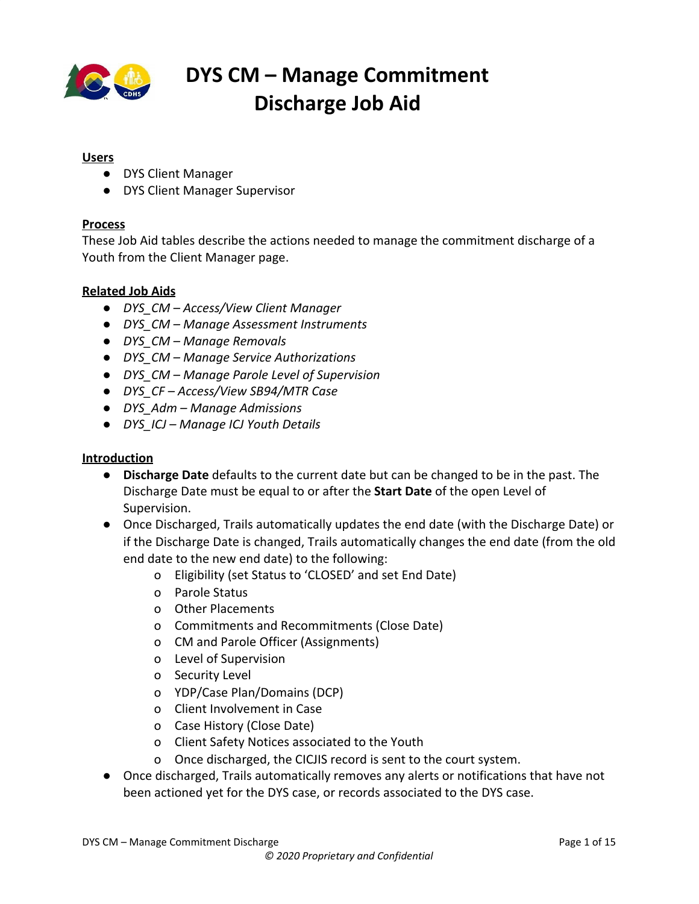# DYS CM – Manage Commitment Discharge Job Aid

## Users

- DYS Client Manager
- DYS Client Manager Supervisor

## Process

These Job Aid tables describe the actions needed to manage the commitment discharge of a Youth from the Client Manager page.

## Related Job Aids

- *DYS_CM – Access/View Client Manager*
- *DYS_CM – Manage Assessment Instruments*
- *DYS_CM – Manage Removals*
- *DYS_CM – Manage Service Authorizations*
- *DYS_CM – Manage Parole Level of Supervision*
- *DYS_CF – Access/View SB94/MTR Case*
- *DYS_Adm – Manage Admissions*
- *DYS_ICJ – Manage ICJ Youth Details*

## Introduction

- **Discharge Date** defaults to the current date but can be changed to be in the past. The Discharge Date must be equal to or after the **Start Date** of the open Level of Supervision.
- Once Discharged, Trails automatically updates the end date (with the Discharge Date) or if the Discharge Date is changed, Trails automatically changes the end date (from the old end date to the new end date) to the following:
  - Eligibility (set Status to 'CLOSED' and set End Date)
  - Parole Status
  - Other Placements
  - Commitments and Recommitments (Close Date)
  - CM and Parole Officer (Assignments)
  - Level of Supervision
  - Security Level
  - YDP/Case Plan/Domains (DCP)
  - Client Involvement in Case
  - Case History (Close Date)
  - Client Safety Notices associated to the Youth
  - Once discharged, the CICJIS record is sent to the court system.
- Once discharged, Trails automatically removes any alerts or notifications that have not been actioned yet for the DYS case, or records associated to the DYS case.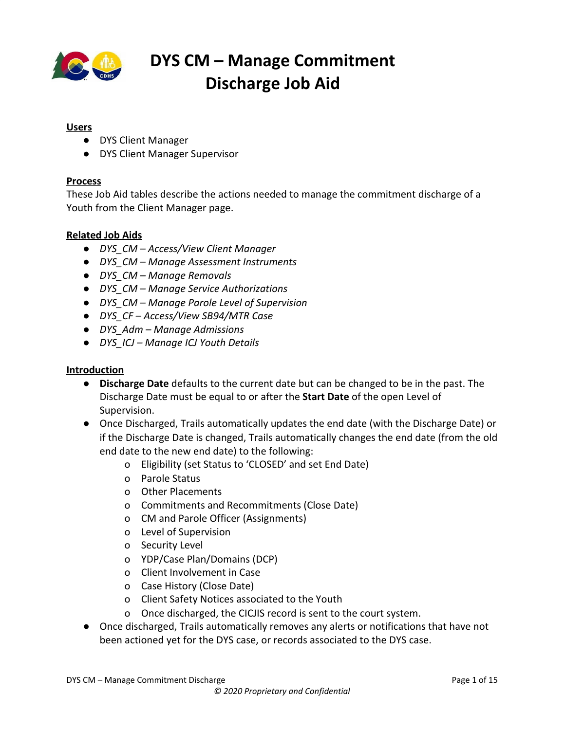# DYS CM – Manage Commitment Discharge Job Aid

## Users

- DYS Client Manager
- DYS Client Manager Supervisor

## Process

These Job Aid tables describe the actions needed to manage the commitment discharge of a Youth from the Client Manager page.

## Related Job Aids

- *DYS_CM – Access/View Client Manager*
- *DYS_CM – Manage Assessment Instruments*
- *DYS_CM – Manage Removals*
- *DYS_CM – Manage Service Authorizations*
- *DYS_CM – Manage Parole Level of Supervision*
- *DYS_CF – Access/View SB94/MTR Case*
- *DYS_Adm – Manage Admissions*
- *DYS_ICJ – Manage ICJ Youth Details*

## Introduction

- **Discharge Date** defaults to the current date but can be changed to be in the past. The Discharge Date must be equal to or after the **Start Date** of the open Level of Supervision.
- Once Discharged, Trails automatically updates the end date (with the Discharge Date) or if the Discharge Date is changed, Trails automatically changes the end date (from the old end date to the new end date) to the following:
  - Eligibility (set Status to 'CLOSED' and set End Date)
  - Parole Status
  - Other Placements
  - Commitments and Recommitments (Close Date)
  - CM and Parole Officer (Assignments)
  - Level of Supervision
  - Security Level
  - YDP/Case Plan/Domains (DCP)
  - Client Involvement in Case
  - Case History (Close Date)
  - Client Safety Notices associated to the Youth
  - Once discharged, the CICJIS record is sent to the court system.
- Once discharged, Trails automatically removes any alerts or notifications that have not been actioned yet for the DYS case, or records associated to the DYS case.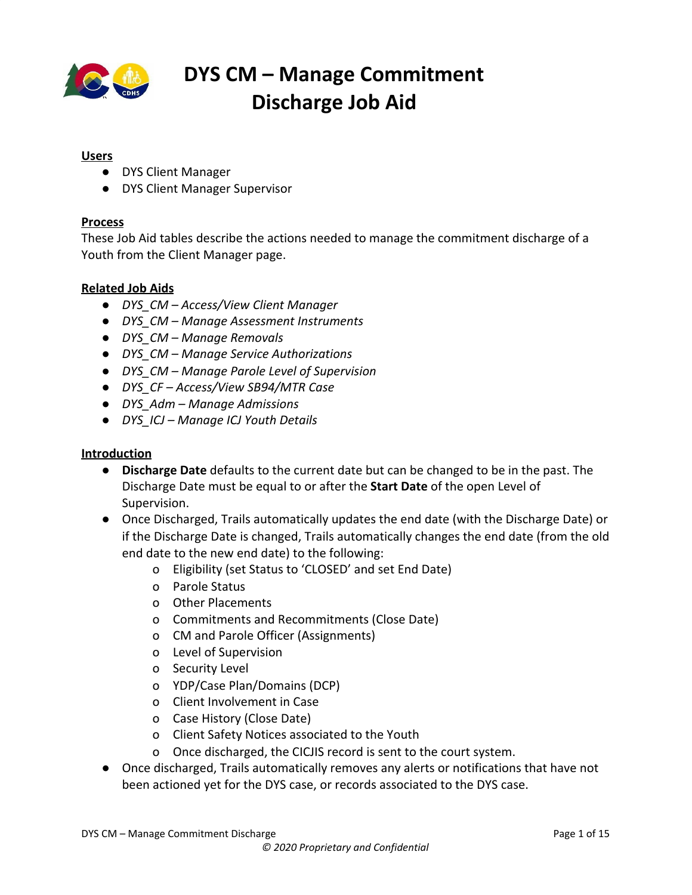# DYS CM – Manage Commitment Discharge Job Aid

**Users**

- DYS Client Manager
- DYS Client Manager Supervisor

**Process**

These Job Aid tables describe the actions needed to manage the commitment discharge of a Youth from the Client Manager page.

**Related Job Aids**

- *DYS_CM – Access/View Client Manager*
- *DYS_CM – Manage Assessment Instruments*
- *DYS_CM – Manage Removals*
- *DYS_CM – Manage Service Authorizations*
- *DYS_CM – Manage Parole Level of Supervision*
- *DYS_CF – Access/View SB94/MTR Case*
- *DYS_Adm – Manage Admissions*
- *DYS_ICJ – Manage ICJ Youth Details*

**Introduction**

- **Discharge Date** defaults to the current date but can be changed to be in the past. The Discharge Date must be equal to or after the **Start Date** of the open Level of Supervision.
- Once Discharged, Trails automatically updates the end date (with the Discharge Date) or if the Discharge Date is changed, Trails automatically changes the end date (from the old end date to the new end date) to the following:
    - Eligibility (set Status to 'CLOSED' and set End Date)
    - Parole Status
    - Other Placements
    - Commitments and Recommitments (Close Date)
    - CM and Parole Officer (Assignments)
    - Level of Supervision
    - Security Level
    - YDP/Case Plan/Domains (DCP)
    - Client Involvement in Case
    - Case History (Close Date)
    - Client Safety Notices associated to the Youth
    - Once discharged, the CICJIS record is sent to the court system.
- Once discharged, Trails automatically removes any alerts or notifications that have not been actioned yet for the DYS case, or records associated to the DYS case.

*© 2020 Proprietary and Confidential*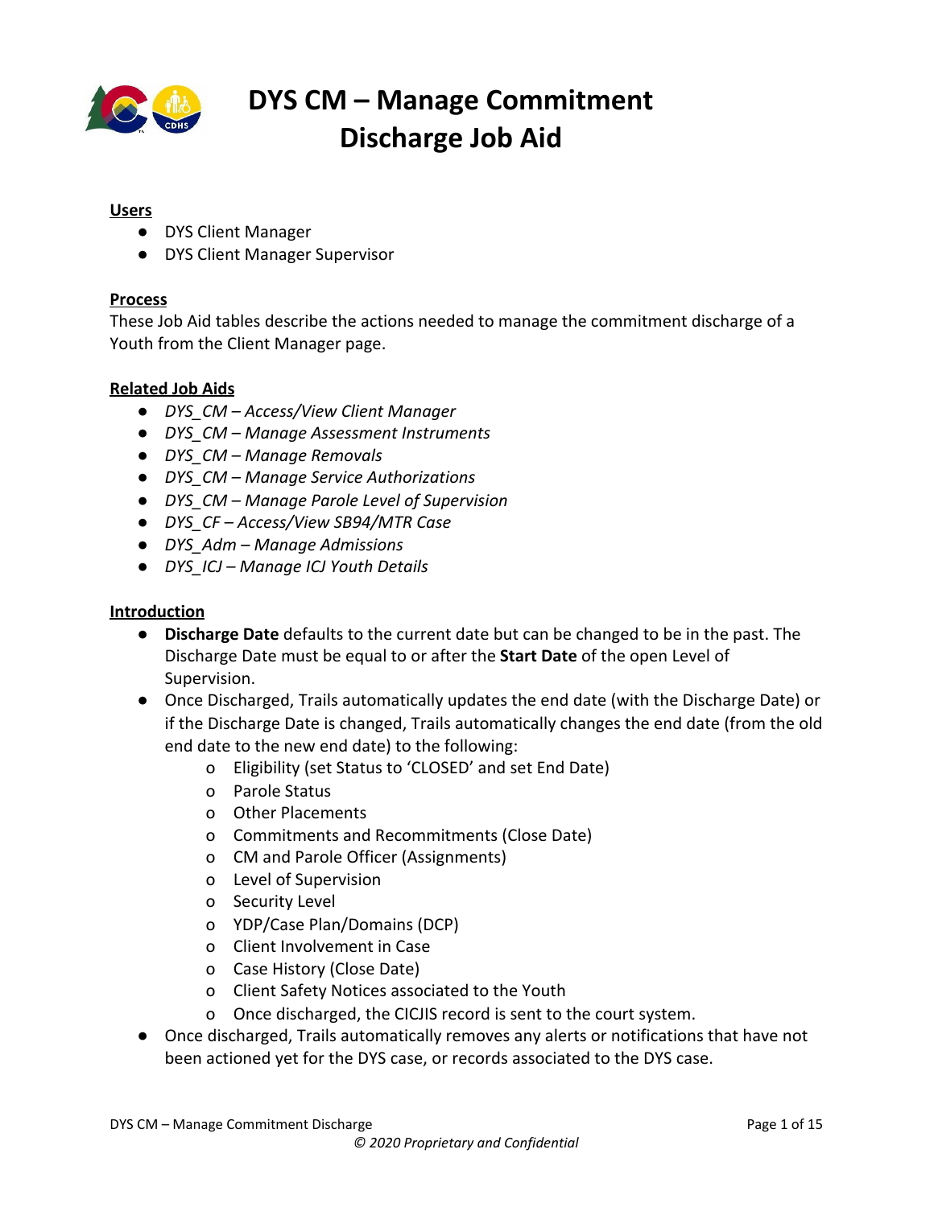# DYS CM – Manage Commitment Discharge Job Aid

## Users

- DYS Client Manager
- DYS Client Manager Supervisor

## Process

These Job Aid tables describe the actions needed to manage the commitment discharge of a Youth from the Client Manager page.

## Related Job Aids

- *DYS_CM – Access/View Client Manager*
- *DYS_CM – Manage Assessment Instruments*
- *DYS_CM – Manage Removals*
- *DYS_CM – Manage Service Authorizations*
- *DYS_CM – Manage Parole Level of Supervision*
- *DYS_CF – Access/View SB94/MTR Case*
- *DYS_Adm – Manage Admissions*
- *DYS_ICJ – Manage ICJ Youth Details*

## Introduction

- **Discharge Date** defaults to the current date but can be changed to be in the past. The Discharge Date must be equal to or after the **Start Date** of the open Level of Supervision.
- Once Discharged, Trails automatically updates the end date (with the Discharge Date) or if the Discharge Date is changed, Trails automatically changes the end date (from the old end date to the new end date) to the following:
  - Eligibility (set Status to 'CLOSED' and set End Date)
  - Parole Status
  - Other Placements
  - Commitments and Recommitments (Close Date)
  - CM and Parole Officer (Assignments)
  - Level of Supervision
  - Security Level
  - YDP/Case Plan/Domains (DCP)
  - Client Involvement in Case
  - Case History (Close Date)
  - Client Safety Notices associated to the Youth
  - Once discharged, the CICJIS record is sent to the court system.
- Once discharged, Trails automatically removes any alerts or notifications that have not been actioned yet for the DYS case, or records associated to the DYS case.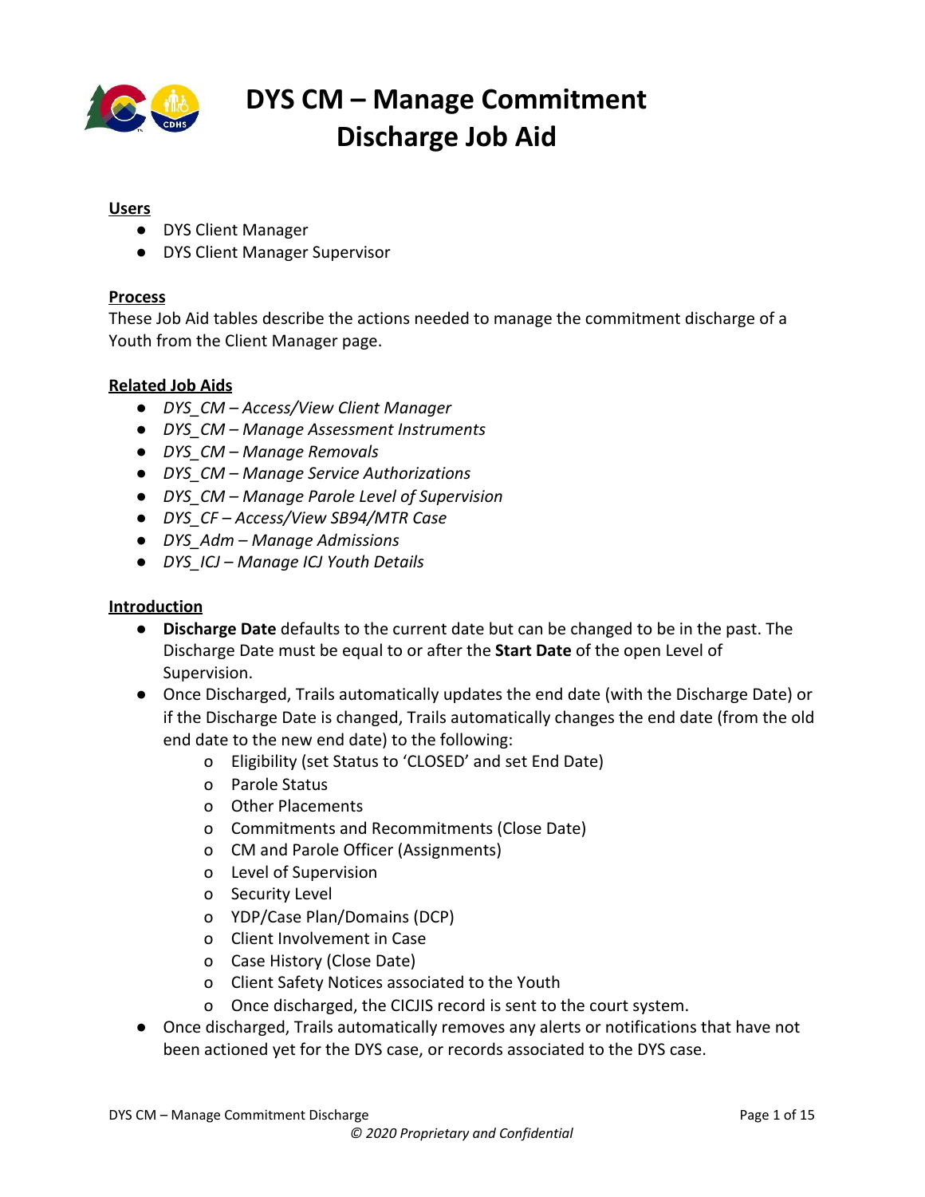# DYS CM – Manage Commitment Discharge Job Aid

## Users

- DYS Client Manager
- DYS Client Manager Supervisor

## Process

These Job Aid tables describe the actions needed to manage the commitment discharge of a Youth from the Client Manager page.

## Related Job Aids

- *DYS_CM – Access/View Client Manager*
- *DYS_CM – Manage Assessment Instruments*
- *DYS_CM – Manage Removals*
- *DYS_CM – Manage Service Authorizations*
- *DYS_CM – Manage Parole Level of Supervision*
- *DYS_CF – Access/View SB94/MTR Case*
- *DYS_Adm – Manage Admissions*
- *DYS_ICJ – Manage ICJ Youth Details*

## Introduction

- **Discharge Date** defaults to the current date but can be changed to be in the past. The Discharge Date must be equal to or after the **Start Date** of the open Level of Supervision.
- Once Discharged, Trails automatically updates the end date (with the Discharge Date) or if the Discharge Date is changed, Trails automatically changes the end date (from the old end date to the new end date) to the following:
  - Eligibility (set Status to 'CLOSED' and set End Date)
  - Parole Status
  - Other Placements
  - Commitments and Recommitments (Close Date)
  - CM and Parole Officer (Assignments)
  - Level of Supervision
  - Security Level
  - YDP/Case Plan/Domains (DCP)
  - Client Involvement in Case
  - Case History (Close Date)
  - Client Safety Notices associated to the Youth
  - Once discharged, the CICJIS record is sent to the court system.
- Once discharged, Trails automatically removes any alerts or notifications that have not been actioned yet for the DYS case, or records associated to the DYS case.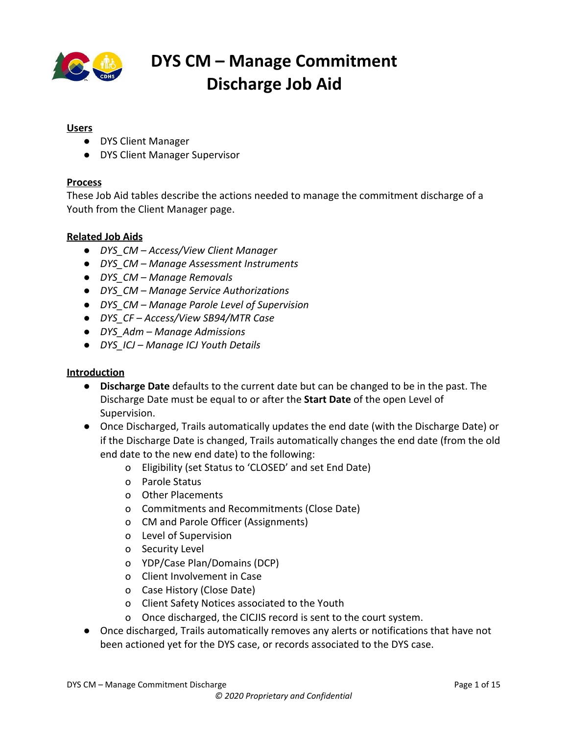# DYS CM – Manage Commitment Discharge Job Aid

## Users

- DYS Client Manager
- DYS Client Manager Supervisor

## Process

These Job Aid tables describe the actions needed to manage the commitment discharge of a Youth from the Client Manager page.

## Related Job Aids

- *DYS_CM – Access/View Client Manager*
- *DYS_CM – Manage Assessment Instruments*
- *DYS_CM – Manage Removals*
- *DYS_CM – Manage Service Authorizations*
- *DYS_CM – Manage Parole Level of Supervision*
- *DYS_CF – Access/View SB94/MTR Case*
- *DYS_Adm – Manage Admissions*
- *DYS_ICJ – Manage ICJ Youth Details*

## Introduction

- **Discharge Date** defaults to the current date but can be changed to be in the past. The Discharge Date must be equal to or after the **Start Date** of the open Level of Supervision.
- Once Discharged, Trails automatically updates the end date (with the Discharge Date) or if the Discharge Date is changed, Trails automatically changes the end date (from the old end date to the new end date) to the following:
    - Eligibility (set Status to 'CLOSED' and set End Date)
    - Parole Status
    - Other Placements
    - Commitments and Recommitments (Close Date)
    - CM and Parole Officer (Assignments)
    - Level of Supervision
    - Security Level
    - YDP/Case Plan/Domains (DCP)
    - Client Involvement in Case
    - Case History (Close Date)
    - Client Safety Notices associated to the Youth
    - Once discharged, the CICJIS record is sent to the court system.
- Once discharged, Trails automatically removes any alerts or notifications that have not been actioned yet for the DYS case, or records associated to the DYS case.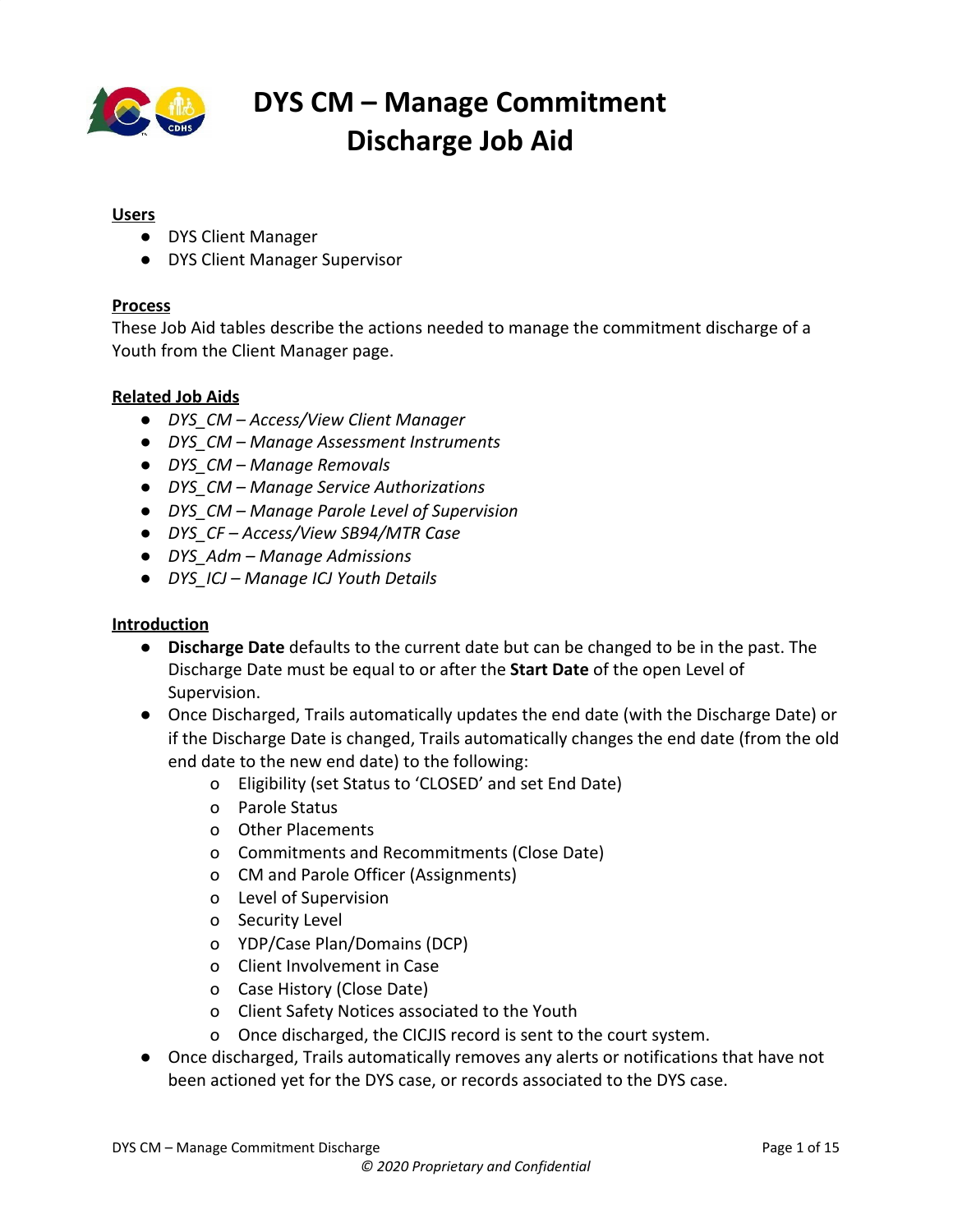# DYS CM – Manage Commitment Discharge Job Aid

## Users

- DYS Client Manager
- DYS Client Manager Supervisor

## Process

These Job Aid tables describe the actions needed to manage the commitment discharge of a Youth from the Client Manager page.

## Related Job Aids

- *DYS_CM – Access/View Client Manager*
- *DYS_CM – Manage Assessment Instruments*
- *DYS_CM – Manage Removals*
- *DYS_CM – Manage Service Authorizations*
- *DYS_CM – Manage Parole Level of Supervision*
- *DYS_CF – Access/View SB94/MTR Case*
- *DYS_Adm – Manage Admissions*
- *DYS_ICJ – Manage ICJ Youth Details*

## Introduction

- **Discharge Date** defaults to the current date but can be changed to be in the past. The Discharge Date must be equal to or after the **Start Date** of the open Level of Supervision.
- Once Discharged, Trails automatically updates the end date (with the Discharge Date) or if the Discharge Date is changed, Trails automatically changes the end date (from the old end date to the new end date) to the following:
  - Eligibility (set Status to 'CLOSED' and set End Date)
  - Parole Status
  - Other Placements
  - Commitments and Recommitments (Close Date)
  - CM and Parole Officer (Assignments)
  - Level of Supervision
  - Security Level
  - YDP/Case Plan/Domains (DCP)
  - Client Involvement in Case
  - Case History (Close Date)
  - Client Safety Notices associated to the Youth
  - Once discharged, the CICJIS record is sent to the court system.
- Once discharged, Trails automatically removes any alerts or notifications that have not been actioned yet for the DYS case, or records associated to the DYS case.

*© 2020 Proprietary and Confidential*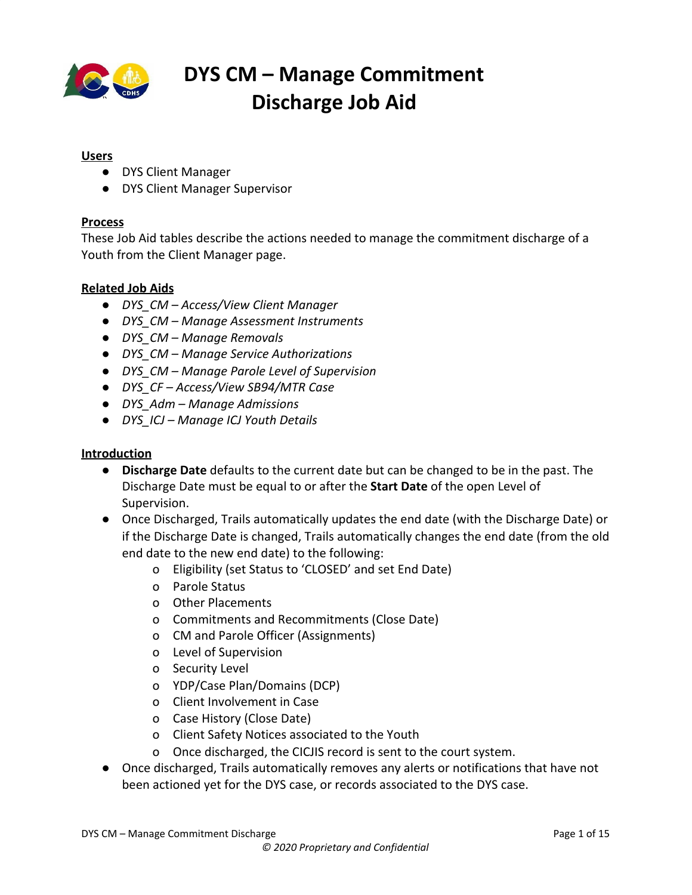# DYS CM – Manage Commitment Discharge Job Aid

## Users

- DYS Client Manager
- DYS Client Manager Supervisor

## Process

These Job Aid tables describe the actions needed to manage the commitment discharge of a Youth from the Client Manager page.

## Related Job Aids

- *DYS_CM – Access/View Client Manager*
- *DYS_CM – Manage Assessment Instruments*
- *DYS_CM – Manage Removals*
- *DYS_CM – Manage Service Authorizations*
- *DYS_CM – Manage Parole Level of Supervision*
- *DYS_CF – Access/View SB94/MTR Case*
- *DYS_Adm – Manage Admissions*
- *DYS_ICJ – Manage ICJ Youth Details*

## Introduction

- **Discharge Date** defaults to the current date but can be changed to be in the past. The Discharge Date must be equal to or after the **Start Date** of the open Level of Supervision.
- Once Discharged, Trails automatically updates the end date (with the Discharge Date) or if the Discharge Date is changed, Trails automatically changes the end date (from the old end date to the new end date) to the following:
  - Eligibility (set Status to 'CLOSED' and set End Date)
  - Parole Status
  - Other Placements
  - Commitments and Recommitments (Close Date)
  - CM and Parole Officer (Assignments)
  - Level of Supervision
  - Security Level
  - YDP/Case Plan/Domains (DCP)
  - Client Involvement in Case
  - Case History (Close Date)
  - Client Safety Notices associated to the Youth
  - Once discharged, the CICJIS record is sent to the court system.
- Once discharged, Trails automatically removes any alerts or notifications that have not been actioned yet for the DYS case, or records associated to the DYS case.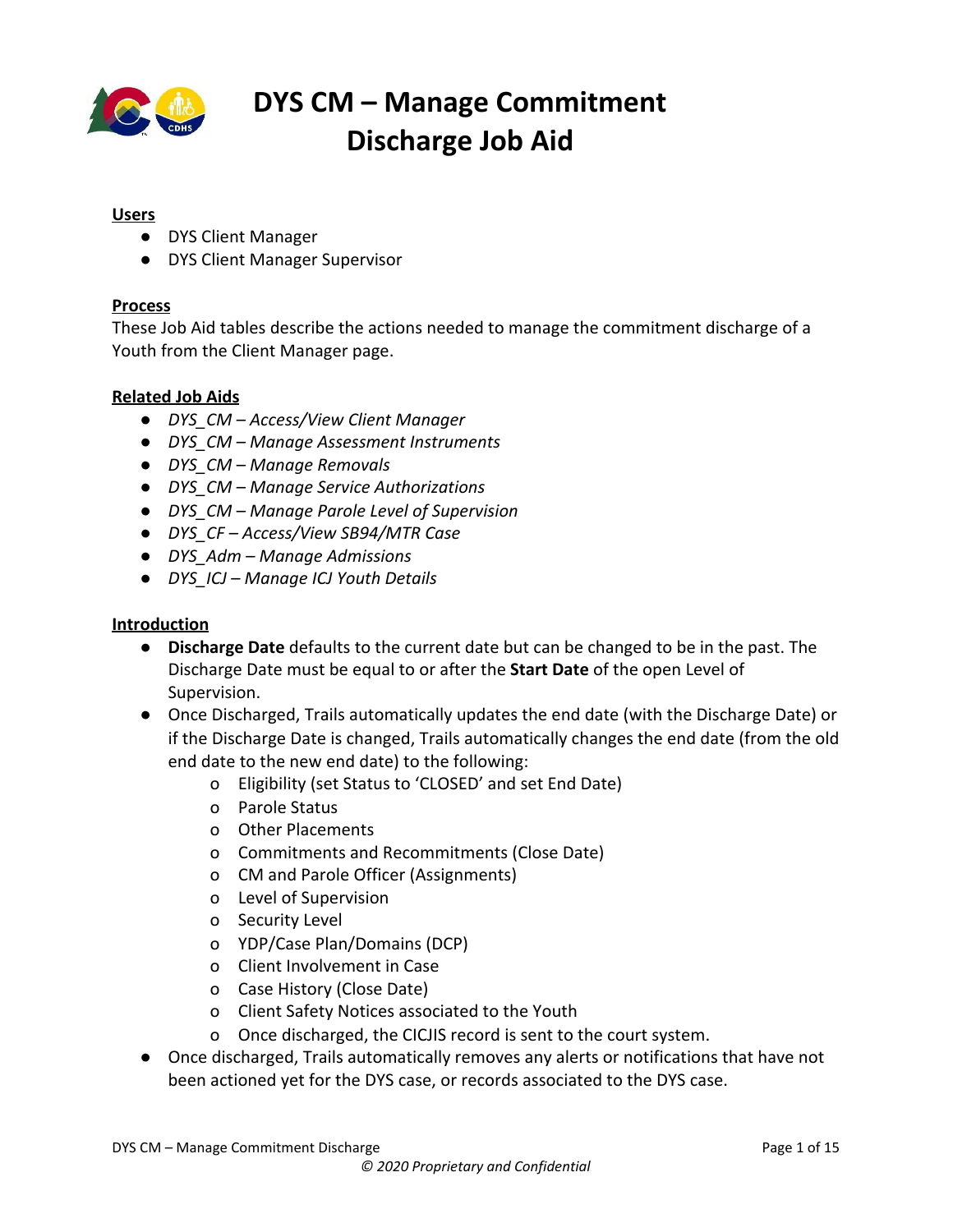# DYS CM – Manage Commitment Discharge Job Aid

**Users**

- DYS Client Manager
- DYS Client Manager Supervisor

**Process**

These Job Aid tables describe the actions needed to manage the commitment discharge of a Youth from the Client Manager page.

**Related Job Aids**

- *DYS_CM – Access/View Client Manager*
- *DYS_CM – Manage Assessment Instruments*
- *DYS_CM – Manage Removals*
- *DYS_CM – Manage Service Authorizations*
- *DYS_CM – Manage Parole Level of Supervision*
- *DYS_CF – Access/View SB94/MTR Case*
- *DYS_Adm – Manage Admissions*
- *DYS_ICJ – Manage ICJ Youth Details*

**Introduction**

- **Discharge Date** defaults to the current date but can be changed to be in the past. The Discharge Date must be equal to or after the **Start Date** of the open Level of Supervision.
- Once Discharged, Trails automatically updates the end date (with the Discharge Date) or if the Discharge Date is changed, Trails automatically changes the end date (from the old end date to the new end date) to the following:
  - Eligibility (set Status to 'CLOSED' and set End Date)
  - Parole Status
  - Other Placements
  - Commitments and Recommitments (Close Date)
  - CM and Parole Officer (Assignments)
  - Level of Supervision
  - Security Level
  - YDP/Case Plan/Domains (DCP)
  - Client Involvement in Case
  - Case History (Close Date)
  - Client Safety Notices associated to the Youth
  - Once discharged, the CICJIS record is sent to the court system.
- Once discharged, Trails automatically removes any alerts or notifications that have not been actioned yet for the DYS case, or records associated to the DYS case.